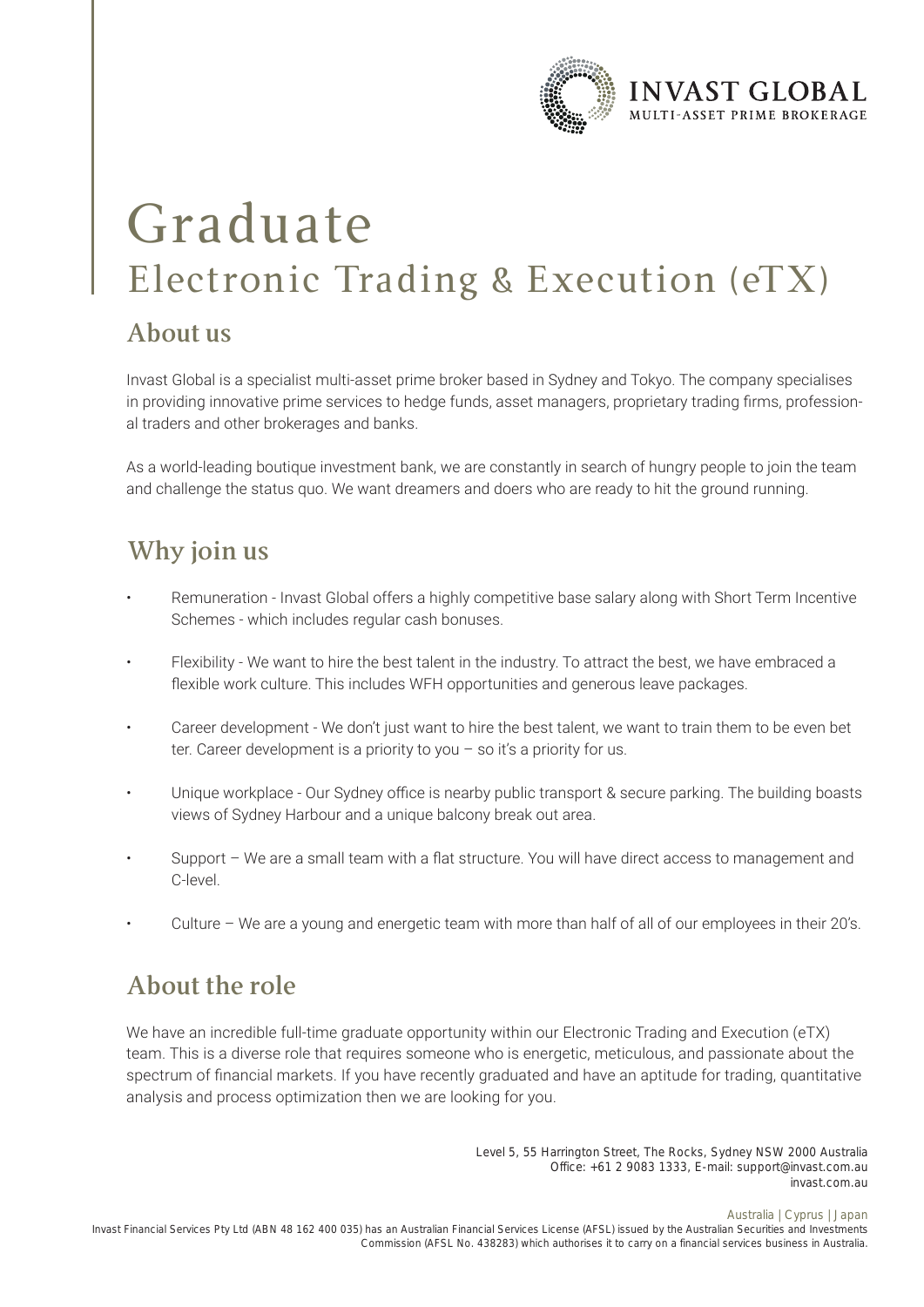# Graduate

## Electronic Trading & Execution (eTX)

## About us

Invast Global is a specialist multi-asset prime broker based in Sydney and Tokyo. The company specialises in providing innovative prime services to hedge funds, asset managers, proprietary trading firms, professional traders and other brokerages and banks.

As a world-leading boutique investment bank, we are constantly in search of hungry people to join the team and challenge the status quo. We want dreamers and doers who are ready to hit the ground running.

## Why join us

- Remuneration - Invast Global offers a highly competitive base salary along with Short Term Incentive Schemes - which includes regular cash bonuses.
- Flexibility - We want to hire the best talent in the industry. To attract the best, we have embraced a flexible work culture. This includes WFH opportunities and generous leave packages.
- Career development - We don't just want to hire the best talent, we want to train them to be even better. Career development is a priority to you – so it's a priority for us.
- Unique workplace - Our Sydney office is nearby public transport & secure parking. The building boasts views of Sydney Harbour and a unique balcony break out area.
- Support – We are a small team with a flat structure. You will have direct access to management and C-level.
- Culture – We are a young and energetic team with more than half of all of our employees in their 20's.

## About the role

We have an incredible full-time graduate opportunity within our Electronic Trading and Execution (eTX) team. This is a diverse role that requires someone who is energetic, meticulous, and passionate about the spectrum of financial markets. If you have recently graduated and have an aptitude for trading, quantitative analysis and process optimization then we are looking for you.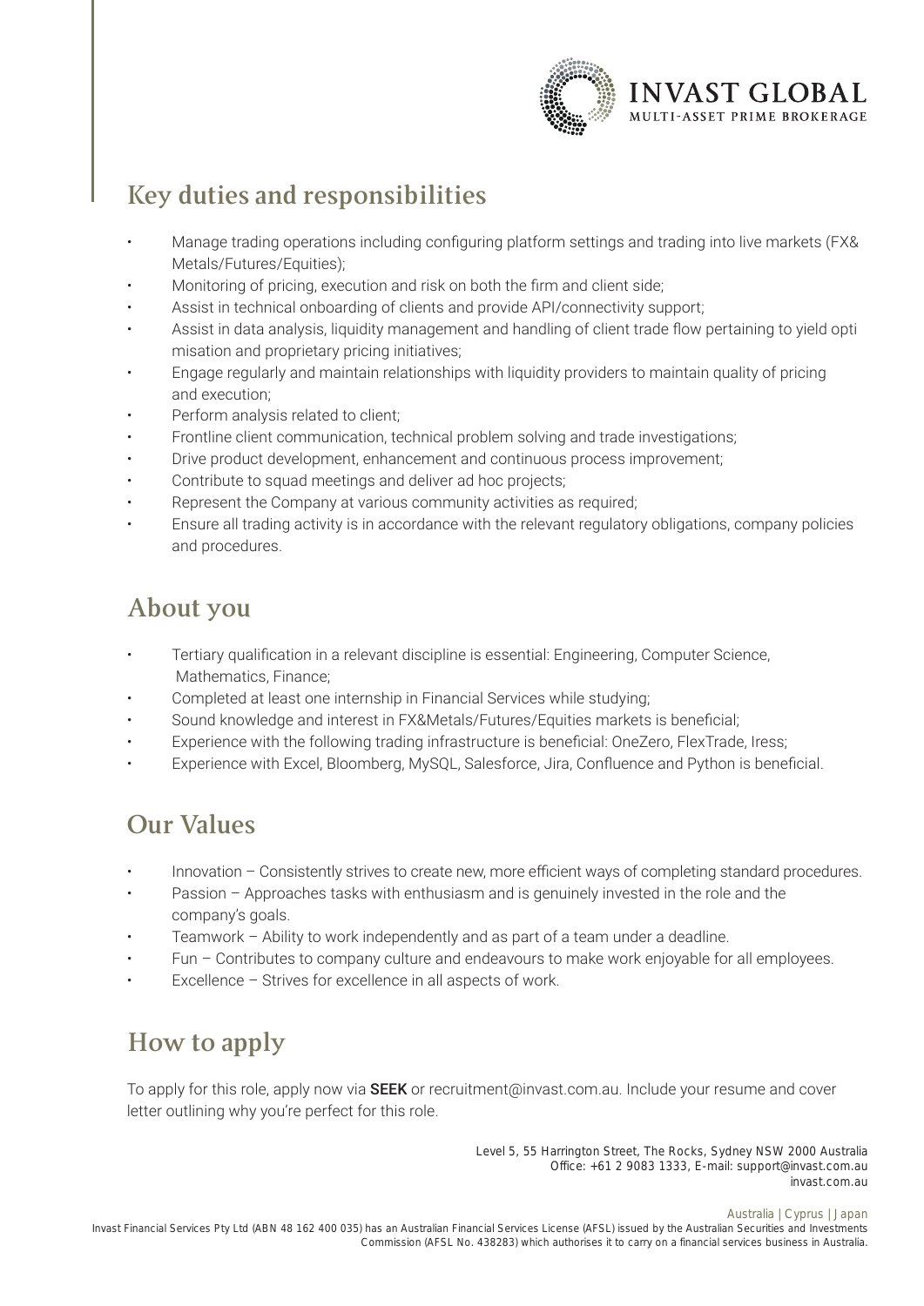## Key duties and responsibilities

- Manage trading operations including configuring platform settings and trading into live markets (FX&Metals/Futures/Equities);
- Monitoring of pricing, execution and risk on both the firm and client side;
- Assist in technical onboarding of clients and provide API/connectivity support;
- Assist in data analysis, liquidity management and handling of client trade flow pertaining to yield opti misation and proprietary pricing initiatives;
- Engage regularly and maintain relationships with liquidity providers to maintain quality of pricing and execution;
- Perform analysis related to client;
- Frontline client communication, technical problem solving and trade investigations;
- Drive product development, enhancement and continuous process improvement;
- Contribute to squad meetings and deliver ad hoc projects;
- Represent the Company at various community activities as required;
- Ensure all trading activity is in accordance with the relevant regulatory obligations, company policies and procedures.

## About you

- Tertiary qualification in a relevant discipline is essential: Engineering, Computer Science, Mathematics, Finance;
- Completed at least one internship in Financial Services while studying;
- Sound knowledge and interest in FX&Metals/Futures/Equities markets is beneficial;
- Experience with the following trading infrastructure is beneficial: OneZero, FlexTrade, Iress;
- Experience with Excel, Bloomberg, MySQL, Salesforce, Jira, Confluence and Python is beneficial.

## Our Values

- Innovation – Consistently strives to create new, more efficient ways of completing standard procedures.
- Passion – Approaches tasks with enthusiasm and is genuinely invested in the role and the company's goals.
- Teamwork – Ability to work independently and as part of a team under a deadline.
- Fun – Contributes to company culture and endeavours to make work enjoyable for all employees.
- Excellence – Strives for excellence in all aspects of work.

## How to apply

To apply for this role, apply now via **SEEK** or recruitment@invast.com.au. Include your resume and cover letter outlining why you're perfect for this role.

Level 5, 55 Harrington Street, The Rocks, Sydney NSW 2000 Australia
Office: +61 2 9083 1333, E-mail: support@invast.com.au
invast.com.au

Australia | Cyprus | Japan

Invast Financial Services Pty Ltd (ABN 48 162 400 035) has an Australian Financial Services License (AFSL) issued by the Australian Securities and Investments Commission (AFSL No. 438283) which authorises it to carry on a financial services business in Australia.